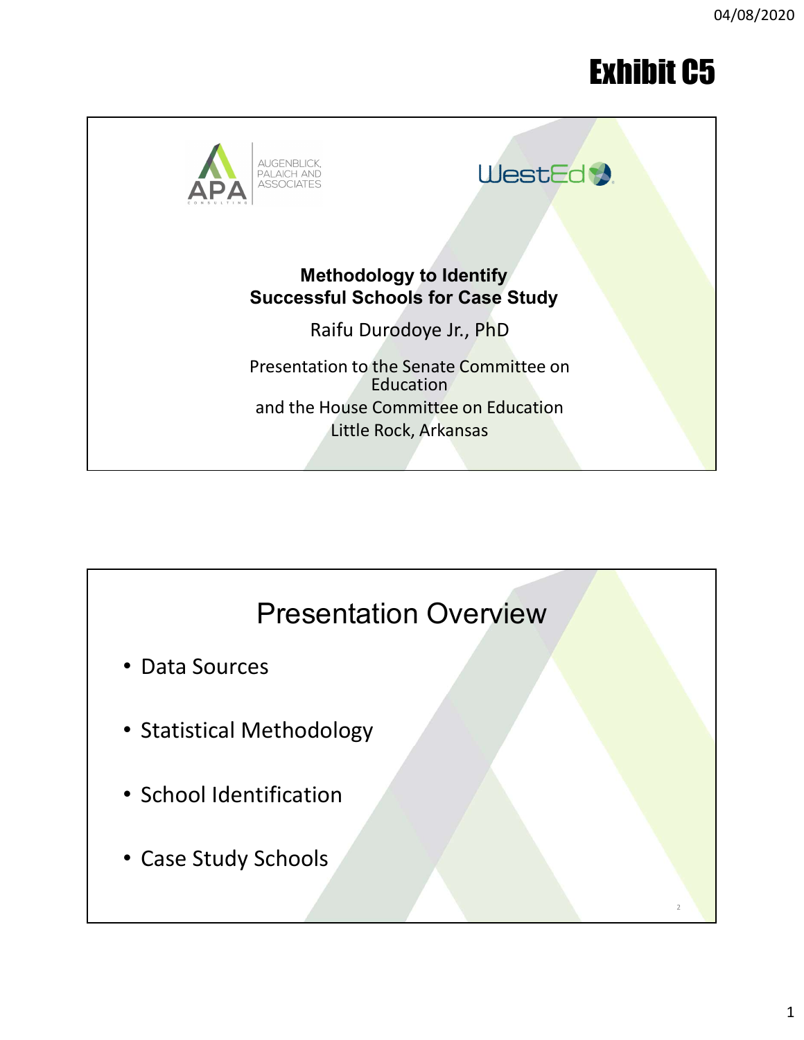Exhibit C5

AUGENBLICK, PALAICH AND ASSOCIATES

WestEd

**Methodology to Identify Successful Schools for Case Study**

Raifu Durodoye Jr., PhD

Presentation to the Senate Committee on Education
and the House Committee on Education
Little Rock, Arkansas

## Presentation Overview

- Data Sources
- Statistical Methodology
- School Identification
- Case Study Schools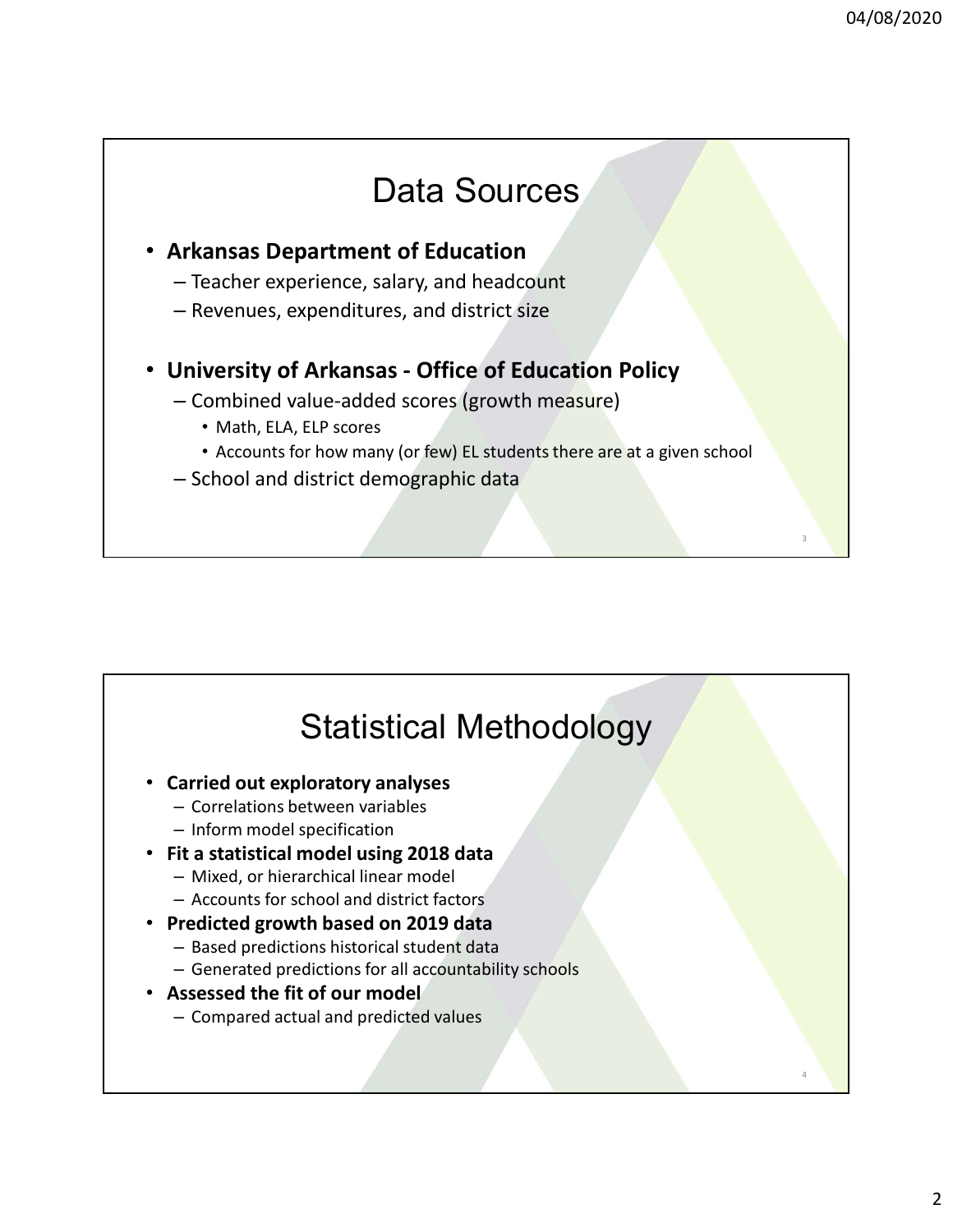# Data Sources

- **Arkansas Department of Education**
  - Teacher experience, salary, and headcount
  - Revenues, expenditures, and district size
- **University of Arkansas - Office of Education Policy**
  - Combined value-added scores (growth measure)
    - Math, ELA, ELP scores
    - Accounts for how many (or few) EL students there are at a given school
  - School and district demographic data

# Statistical Methodology

- **Carried out exploratory analyses**
  - Correlations between variables
  - Inform model specification
- **Fit a statistical model using 2018 data**
  - Mixed, or hierarchical linear model
  - Accounts for school and district factors
- **Predicted growth based on 2019 data**
  - Based predictions historical student data
  - Generated predictions for all accountability schools
- **Assessed the fit of our model**
  - Compared actual and predicted values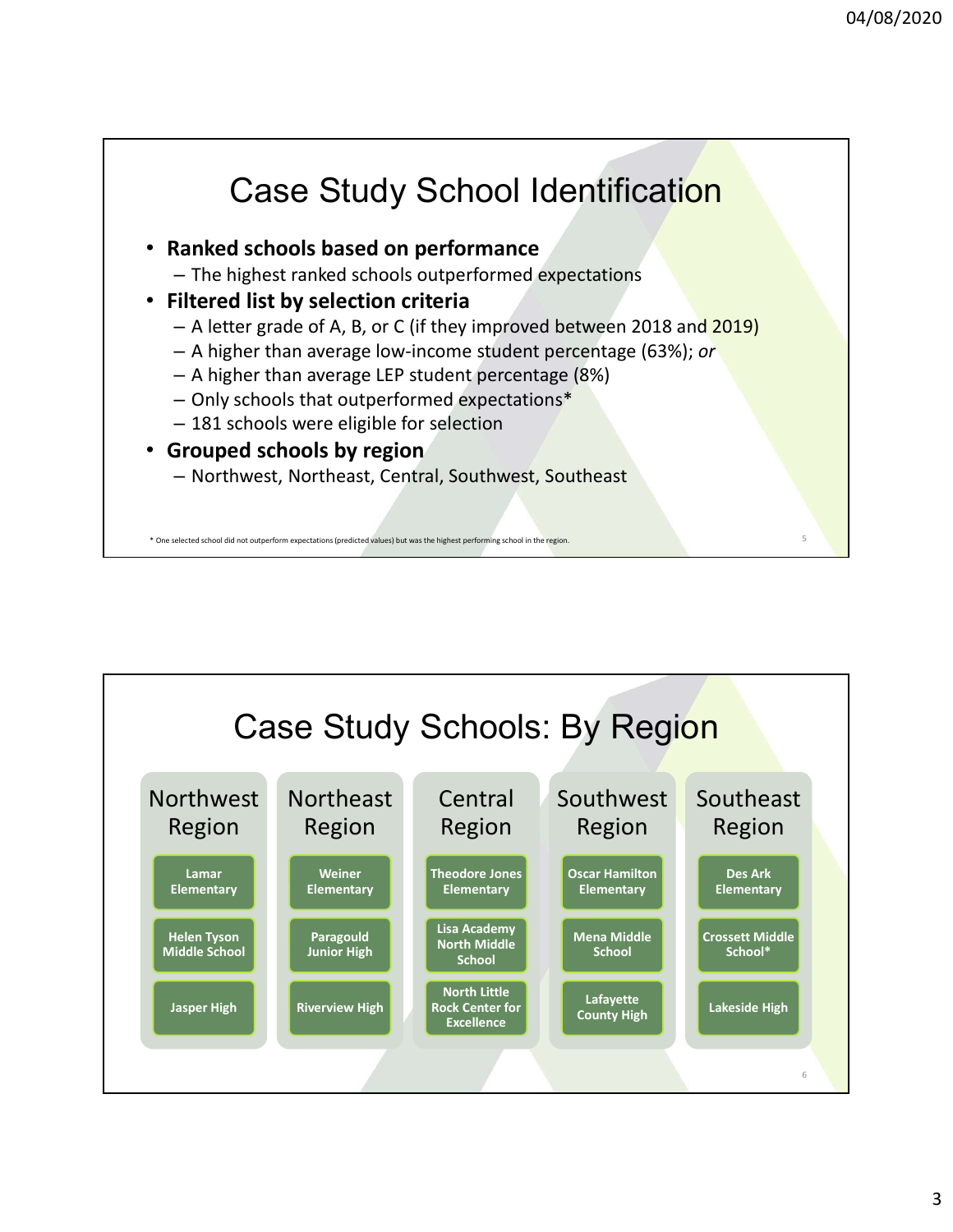## Case Study School Identification

- **Ranked schools based on performance**
  - The highest ranked schools outperformed expectations
- **Filtered list by selection criteria**
  - A letter grade of A, B, or C (if they improved between 2018 and 2019)
  - A higher than average low-income student percentage (63%); *or*
  - A higher than average LEP student percentage (8%)
  - Only schools that outperformed expectations*
  - 181 schools were eligible for selection
- **Grouped schools by region**
  - Northwest, Northeast, Central, Southwest, Southeast

* One selected school did not outperform expectations (predicted values) but was the highest performing school in the region.

## Case Study Schools: By Region

| Northwest Region | Northeast Region | Central Region | Southwest Region | Southeast Region |
| --- | --- | --- | --- | --- |
| Lamar Elementary | Weiner Elementary | Theodore Jones Elementary | Oscar Hamilton Elementary | Des Ark Elementary |
| Helen Tyson Middle School | Paragould Junior High | Lisa Academy North Middle School | Mena Middle School | Crossett Middle School* |
| Jasper High | Riverview High | North Little Rock Center for Excellence | Lafayette County High | Lakeside High |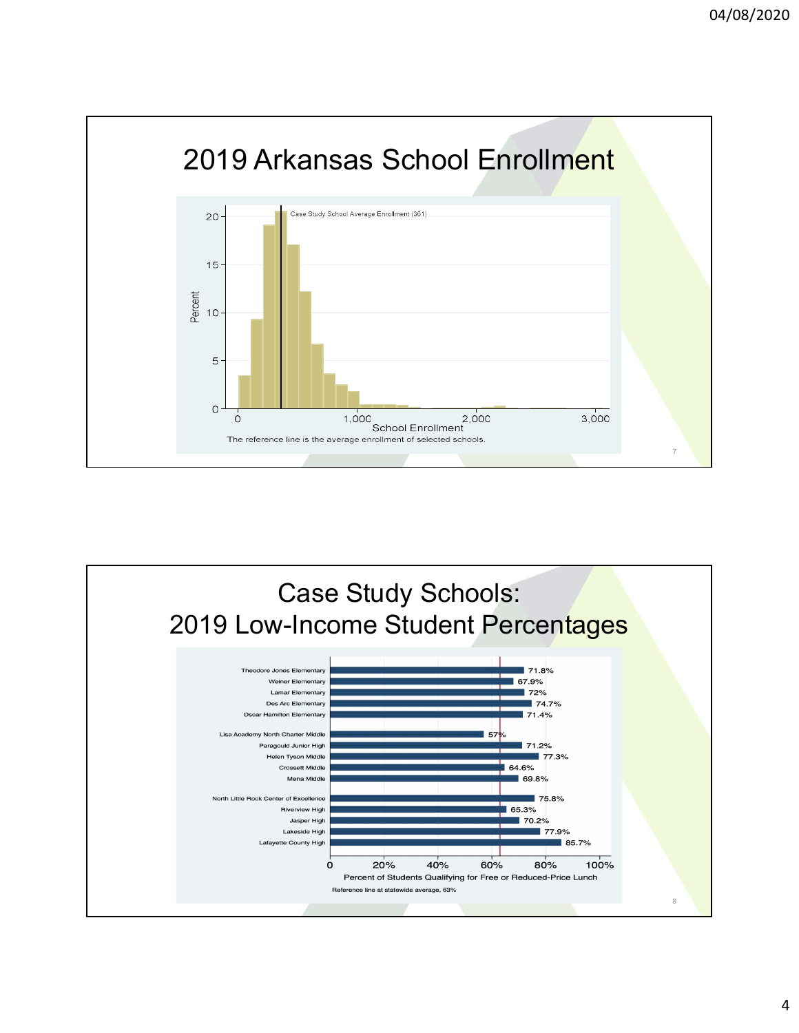# 2019 Arkansas School Enrollment

Case Study School Average Enrollment (361)

Percent

School Enrollment

The reference line is the average enrollment of selected schools.

# Case Study Schools: 2019 Low-Income Student Percentages

| School | Percent of Students Qualifying for Free or Reduced-Price Lunch |
| --- | --- |
| Theodore Jones Elementary | 71.8% |
| Weiner Elementary | 67.9% |
| Lamar Elementary | 72% |
| Des Arc Elementary | 74.7% |
| Oscar Hamilton Elementary | 71.4% |
| Lisa Academy North Charter Middle | 57% |
| Paragould Junior High | 71.2% |
| Helen Tyson Middle | 77.3% |
| Crossett Middle | 64.6% |
| Mena Middle | 69.8% |
| North Little Rock Center of Excellence | 75.8% |
| Riverview High | 65.3% |
| Jasper High | 70.2% |
| Lakeside High | 77.9% |
| Lafayette County High | 85.7% |

Percent of Students Qualifying for Free or Reduced-Price Lunch

Reference line at statewide average, 63%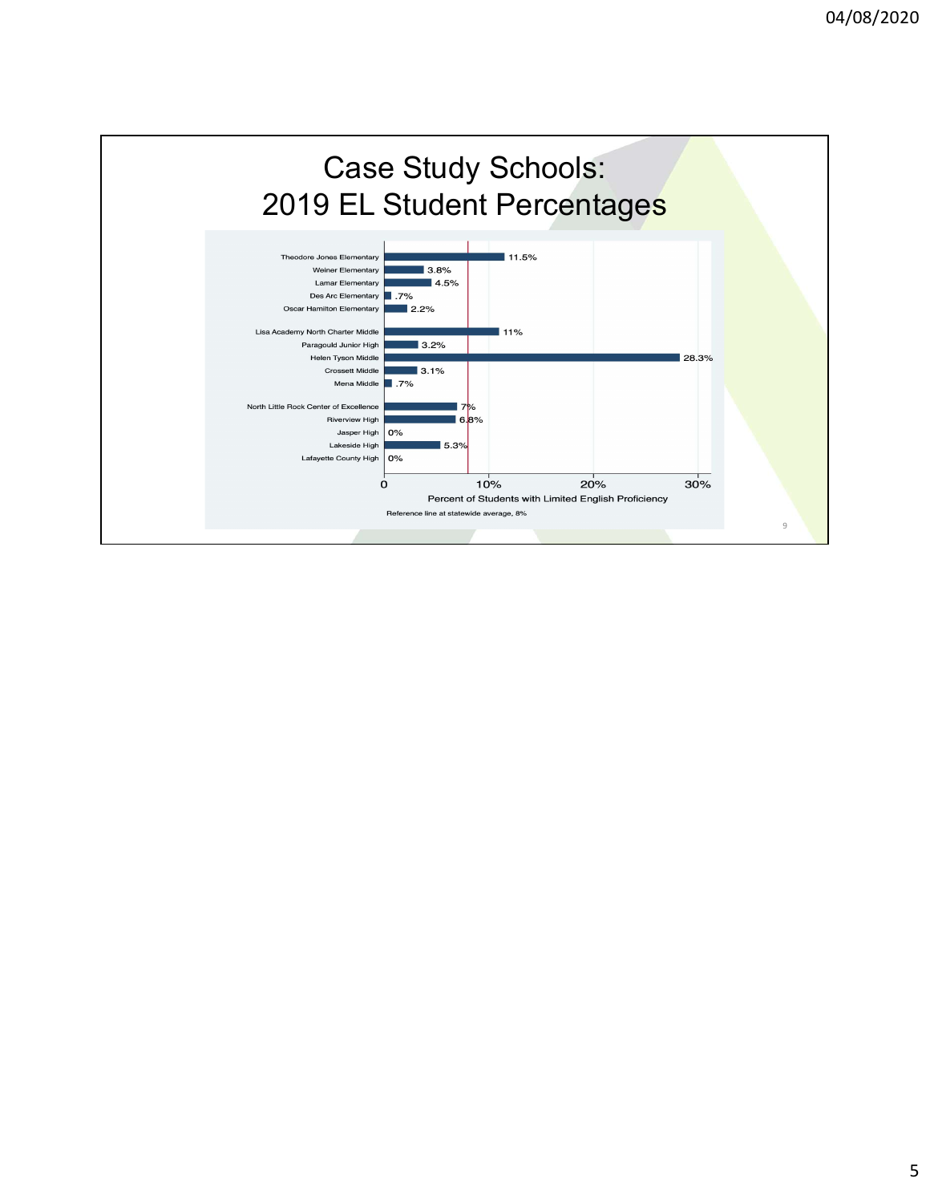# Case Study Schools: 2019 EL Student Percentages

Theodore Jones Elementary 11.5%
Weiner Elementary 3.8%
Lamar Elementary 4.5%
Des Arc Elementary .7%
Oscar Hamilton Elementary 2.2%

Lisa Academy North Charter Middle 11%
Paragould Junior High 3.2%
Helen Tyson Middle 28.3%
Crossett Middle 3.1%
Mena Middle .7%

North Little Rock Center of Excellence 7%
Riverview High 6.8%
Jasper High 0%
Lakeside High 5.3%
Lafayette County High 0%

0 10% 20% 30%

Percent of Students with Limited English Proficiency

Reference line at statewide average, 8%